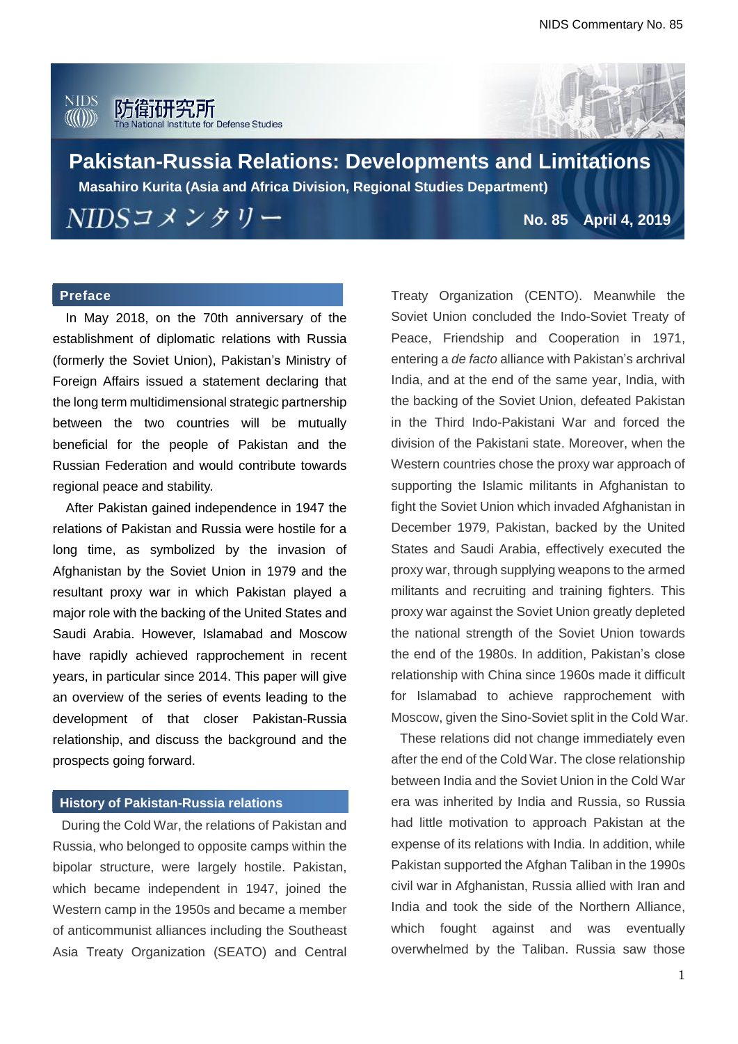# Pakistan-Russia Relations: Developments and Limitations

**Masahiro Kurita (Asia and Africa Division, Regional Studies Department)**

NIDSコメンタリー No. 85 April 4, 2019

## Preface

In May 2018, on the 70th anniversary of the establishment of diplomatic relations with Russia (formerly the Soviet Union), Pakistan's Ministry of Foreign Affairs issued a statement declaring that the long term multidimensional strategic partnership between the two countries will be mutually beneficial for the people of Pakistan and the Russian Federation and would contribute towards regional peace and stability.

After Pakistan gained independence in 1947 the relations of Pakistan and Russia were hostile for a long time, as symbolized by the invasion of Afghanistan by the Soviet Union in 1979 and the resultant proxy war in which Pakistan played a major role with the backing of the United States and Saudi Arabia. However, Islamabad and Moscow have rapidly achieved rapprochement in recent years, in particular since 2014. This paper will give an overview of the series of events leading to the development of that closer Pakistan-Russia relationship, and discuss the background and the prospects going forward.

## History of Pakistan-Russia relations

During the Cold War, the relations of Pakistan and Russia, who belonged to opposite camps within the bipolar structure, were largely hostile. Pakistan, which became independent in 1947, joined the Western camp in the 1950s and became a member of anticommunist alliances including the Southeast Asia Treaty Organization (SEATO) and Central Treaty Organization (CENTO). Meanwhile the Soviet Union concluded the Indo-Soviet Treaty of Peace, Friendship and Cooperation in 1971, entering a *de facto* alliance with Pakistan's archrival India, and at the end of the same year, India, with the backing of the Soviet Union, defeated Pakistan in the Third Indo-Pakistani War and forced the division of the Pakistani state. Moreover, when the Western countries chose the proxy war approach of supporting the Islamic militants in Afghanistan to fight the Soviet Union which invaded Afghanistan in December 1979, Pakistan, backed by the United States and Saudi Arabia, effectively executed the proxy war, through supplying weapons to the armed militants and recruiting and training fighters. This proxy war against the Soviet Union greatly depleted the national strength of the Soviet Union towards the end of the 1980s. In addition, Pakistan's close relationship with China since 1960s made it difficult for Islamabad to achieve rapprochement with Moscow, given the Sino-Soviet split in the Cold War.

These relations did not change immediately even after the end of the Cold War. The close relationship between India and the Soviet Union in the Cold War era was inherited by India and Russia, so Russia had little motivation to approach Pakistan at the expense of its relations with India. In addition, while Pakistan supported the Afghan Taliban in the 1990s civil war in Afghanistan, Russia allied with Iran and India and took the side of the Northern Alliance, which fought against and was eventually overwhelmed by the Taliban. Russia saw those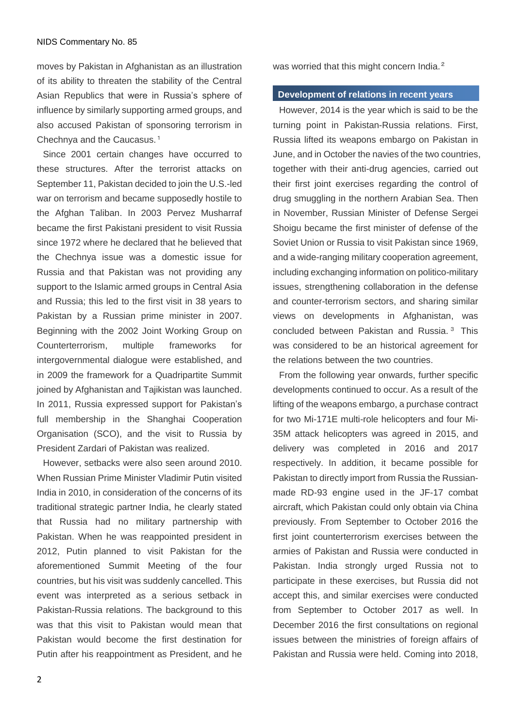moves by Pakistan in Afghanistan as an illustration of its ability to threaten the stability of the Central Asian Republics that were in Russia's sphere of influence by similarly supporting armed groups, and also accused Pakistan of sponsoring terrorism in Chechnya and the Caucasus.[1]

Since 2001 certain changes have occurred to these structures. After the terrorist attacks on September 11, Pakistan decided to join the U.S.-led war on terrorism and became supposedly hostile to the Afghan Taliban. In 2003 Pervez Musharraf became the first Pakistani president to visit Russia since 1972 where he declared that he believed that the Chechnya issue was a domestic issue for Russia and that Pakistan was not providing any support to the Islamic armed groups in Central Asia and Russia; this led to the first visit in 38 years to Pakistan by a Russian prime minister in 2007. Beginning with the 2002 Joint Working Group on Counterterrorism, multiple frameworks for intergovernmental dialogue were established, and in 2009 the framework for a Quadripartite Summit joined by Afghanistan and Tajikistan was launched. In 2011, Russia expressed support for Pakistan's full membership in the Shanghai Cooperation Organisation (SCO), and the visit to Russia by President Zardari of Pakistan was realized.

However, setbacks were also seen around 2010. When Russian Prime Minister Vladimir Putin visited India in 2010, in consideration of the concerns of its traditional strategic partner India, he clearly stated that Russia had no military partnership with Pakistan. When he was reappointed president in 2012, Putin planned to visit Pakistan for the aforementioned Summit Meeting of the four countries, but his visit was suddenly cancelled. This event was interpreted as a serious setback in Pakistan-Russia relations. The background to this was that this visit to Pakistan would mean that Pakistan would become the first destination for Putin after his reappointment as President, and he was worried that this might concern India.[2]

## Development of relations in recent years

However, 2014 is the year which is said to be the turning point in Pakistan-Russia relations. First, Russia lifted its weapons embargo on Pakistan in June, and in October the navies of the two countries, together with their anti-drug agencies, carried out their first joint exercises regarding the control of drug smuggling in the northern Arabian Sea. Then in November, Russian Minister of Defense Sergei Shoigu became the first minister of defense of the Soviet Union or Russia to visit Pakistan since 1969, and a wide-ranging military cooperation agreement, including exchanging information on politico-military issues, strengthening collaboration in the defense and counter-terrorism sectors, and sharing similar views on developments in Afghanistan, was concluded between Pakistan and Russia.[3] This was considered to be an historical agreement for the relations between the two countries.

From the following year onwards, further specific developments continued to occur. As a result of the lifting of the weapons embargo, a purchase contract for two Mi-171E multi-role helicopters and four Mi-35M attack helicopters was agreed in 2015, and delivery was completed in 2016 and 2017 respectively. In addition, it became possible for Pakistan to directly import from Russia the Russian-made RD-93 engine used in the JF-17 combat aircraft, which Pakistan could only obtain via China previously. From September to October 2016 the first joint counterterrorism exercises between the armies of Pakistan and Russia were conducted in Pakistan. India strongly urged Russia not to participate in these exercises, but Russia did not accept this, and similar exercises were conducted from September to October 2017 as well. In December 2016 the first consultations on regional issues between the ministries of foreign affairs of Pakistan and Russia were held. Coming into 2018,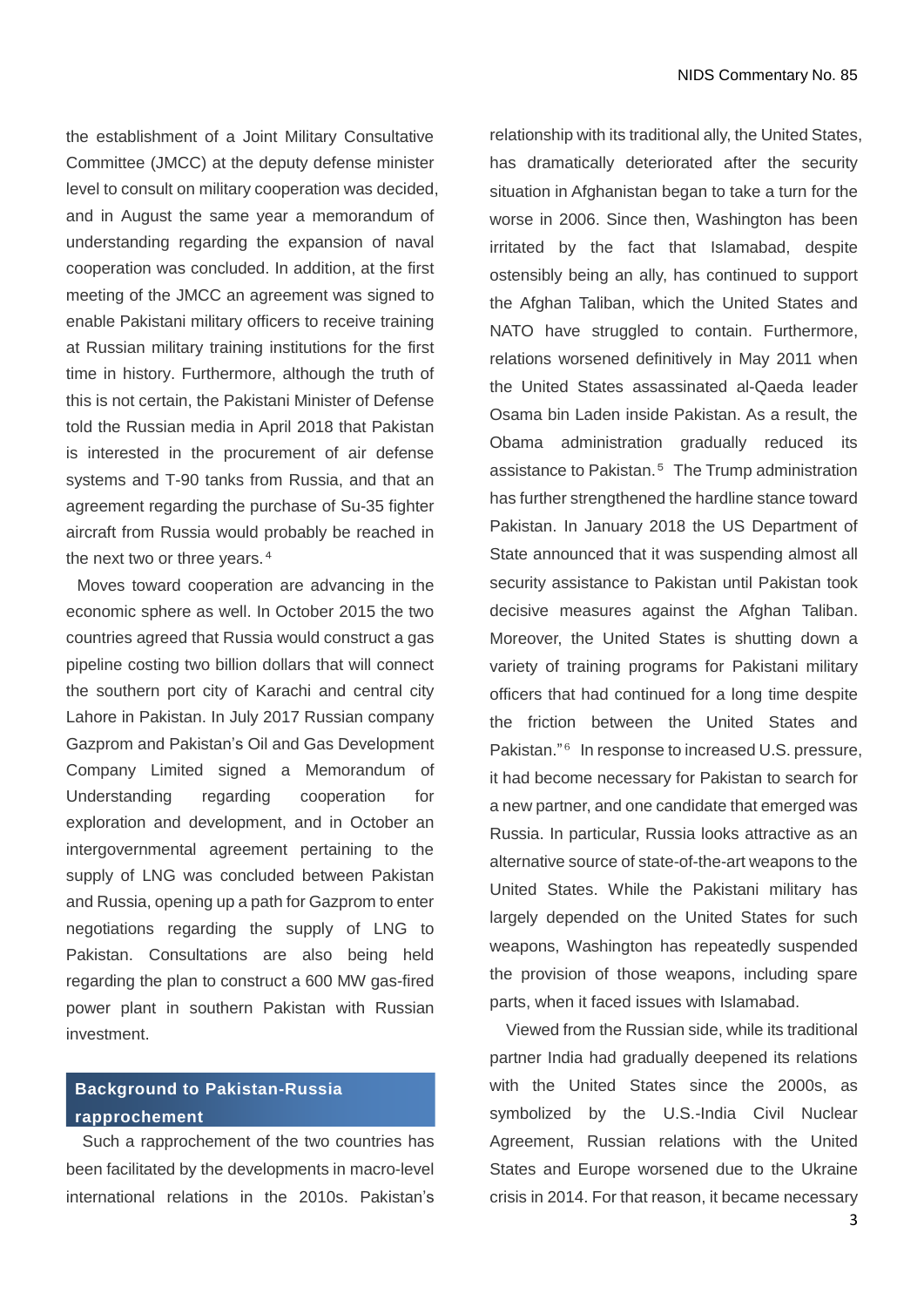the establishment of a Joint Military Consultative Committee (JMCC) at the deputy defense minister level to consult on military cooperation was decided, and in August the same year a memorandum of understanding regarding the expansion of naval cooperation was concluded. In addition, at the first meeting of the JMCC an agreement was signed to enable Pakistani military officers to receive training at Russian military training institutions for the first time in history. Furthermore, although the truth of this is not certain, the Pakistani Minister of Defense told the Russian media in April 2018 that Pakistan is interested in the procurement of air defense systems and T-90 tanks from Russia, and that an agreement regarding the purchase of Su-35 fighter aircraft from Russia would probably be reached in the next two or three years.[4]

Moves toward cooperation are advancing in the economic sphere as well. In October 2015 the two countries agreed that Russia would construct a gas pipeline costing two billion dollars that will connect the southern port city of Karachi and central city Lahore in Pakistan. In July 2017 Russian company Gazprom and Pakistan's Oil and Gas Development Company Limited signed a Memorandum of Understanding regarding cooperation for exploration and development, and in October an intergovernmental agreement pertaining to the supply of LNG was concluded between Pakistan and Russia, opening up a path for Gazprom to enter negotiations regarding the supply of LNG to Pakistan. Consultations are also being held regarding the plan to construct a 600 MW gas-fired power plant in southern Pakistan with Russian investment.

## Background to Pakistan-Russia rapprochement

Such a rapprochement of the two countries has been facilitated by the developments in macro-level international relations in the 2010s. Pakistan's relationship with its traditional ally, the United States, has dramatically deteriorated after the security situation in Afghanistan began to take a turn for the worse in 2006. Since then, Washington has been irritated by the fact that Islamabad, despite ostensibly being an ally, has continued to support the Afghan Taliban, which the United States and NATO have struggled to contain. Furthermore, relations worsened definitively in May 2011 when the United States assassinated al-Qaeda leader Osama bin Laden inside Pakistan. As a result, the Obama administration gradually reduced its assistance to Pakistan.[5] The Trump administration has further strengthened the hardline stance toward Pakistan. In January 2018 the US Department of State announced that it was suspending almost all security assistance to Pakistan until Pakistan took decisive measures against the Afghan Taliban. Moreover, the United States is shutting down a variety of training programs for Pakistani military officers that had continued for a long time despite the friction between the United States and Pakistan."[6] In response to increased U.S. pressure, it had become necessary for Pakistan to search for a new partner, and one candidate that emerged was Russia. In particular, Russia looks attractive as an alternative source of state-of-the-art weapons to the United States. While the Pakistani military has largely depended on the United States for such weapons, Washington has repeatedly suspended the provision of those weapons, including spare parts, when it faced issues with Islamabad.

Viewed from the Russian side, while its traditional partner India had gradually deepened its relations with the United States since the 2000s, as symbolized by the U.S.-India Civil Nuclear Agreement, Russian relations with the United States and Europe worsened due to the Ukraine crisis in 2014. For that reason, it became necessary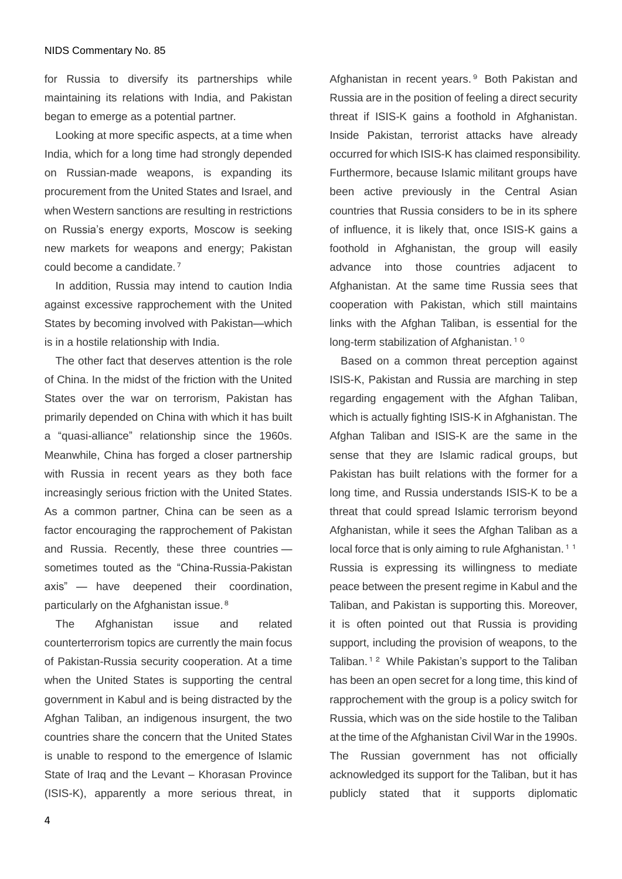for Russia to diversify its partnerships while maintaining its relations with India, and Pakistan began to emerge as a potential partner.

Looking at more specific aspects, at a time when India, which for a long time had strongly depended on Russian-made weapons, is expanding its procurement from the United States and Israel, and when Western sanctions are resulting in restrictions on Russia's energy exports, Moscow is seeking new markets for weapons and energy; Pakistan could become a candidate.[7]

In addition, Russia may intend to caution India against excessive rapprochement with the United States by becoming involved with Pakistan—which is in a hostile relationship with India.

The other fact that deserves attention is the role of China. In the midst of the friction with the United States over the war on terrorism, Pakistan has primarily depended on China with which it has built a "quasi-alliance" relationship since the 1960s. Meanwhile, China has forged a closer partnership with Russia in recent years as they both face increasingly serious friction with the United States. As a common partner, China can be seen as a factor encouraging the rapprochement of Pakistan and Russia. Recently, these three countries — sometimes touted as the "China-Russia-Pakistan axis" — have deepened their coordination, particularly on the Afghanistan issue.[8]

The Afghanistan issue and related counterterrorism topics are currently the main focus of Pakistan-Russia security cooperation. At a time when the United States is supporting the central government in Kabul and is being distracted by the Afghan Taliban, an indigenous insurgent, the two countries share the concern that the United States is unable to respond to the emergence of Islamic State of Iraq and the Levant – Khorasan Province (ISIS-K), apparently a more serious threat, in Afghanistan in recent years.[9] Both Pakistan and Russia are in the position of feeling a direct security threat if ISIS-K gains a foothold in Afghanistan. Inside Pakistan, terrorist attacks have already occurred for which ISIS-K has claimed responsibility. Furthermore, because Islamic militant groups have been active previously in the Central Asian countries that Russia considers to be in its sphere of influence, it is likely that, once ISIS-K gains a foothold in Afghanistan, the group will easily advance into those countries adjacent to Afghanistan. At the same time Russia sees that cooperation with Pakistan, which still maintains links with the Afghan Taliban, is essential for the long-term stabilization of Afghanistan.[10]

Based on a common threat perception against ISIS-K, Pakistan and Russia are marching in step regarding engagement with the Afghan Taliban, which is actually fighting ISIS-K in Afghanistan. The Afghan Taliban and ISIS-K are the same in the sense that they are Islamic radical groups, but Pakistan has built relations with the former for a long time, and Russia understands ISIS-K to be a threat that could spread Islamic terrorism beyond Afghanistan, while it sees the Afghan Taliban as a local force that is only aiming to rule Afghanistan.[11] Russia is expressing its willingness to mediate peace between the present regime in Kabul and the Taliban, and Pakistan is supporting this. Moreover, it is often pointed out that Russia is providing support, including the provision of weapons, to the Taliban.[12] While Pakistan's support to the Taliban has been an open secret for a long time, this kind of rapprochement with the group is a policy switch for Russia, which was on the side hostile to the Taliban at the time of the Afghanistan Civil War in the 1990s. The Russian government has not officially acknowledged its support for the Taliban, but it has publicly stated that it supports diplomatic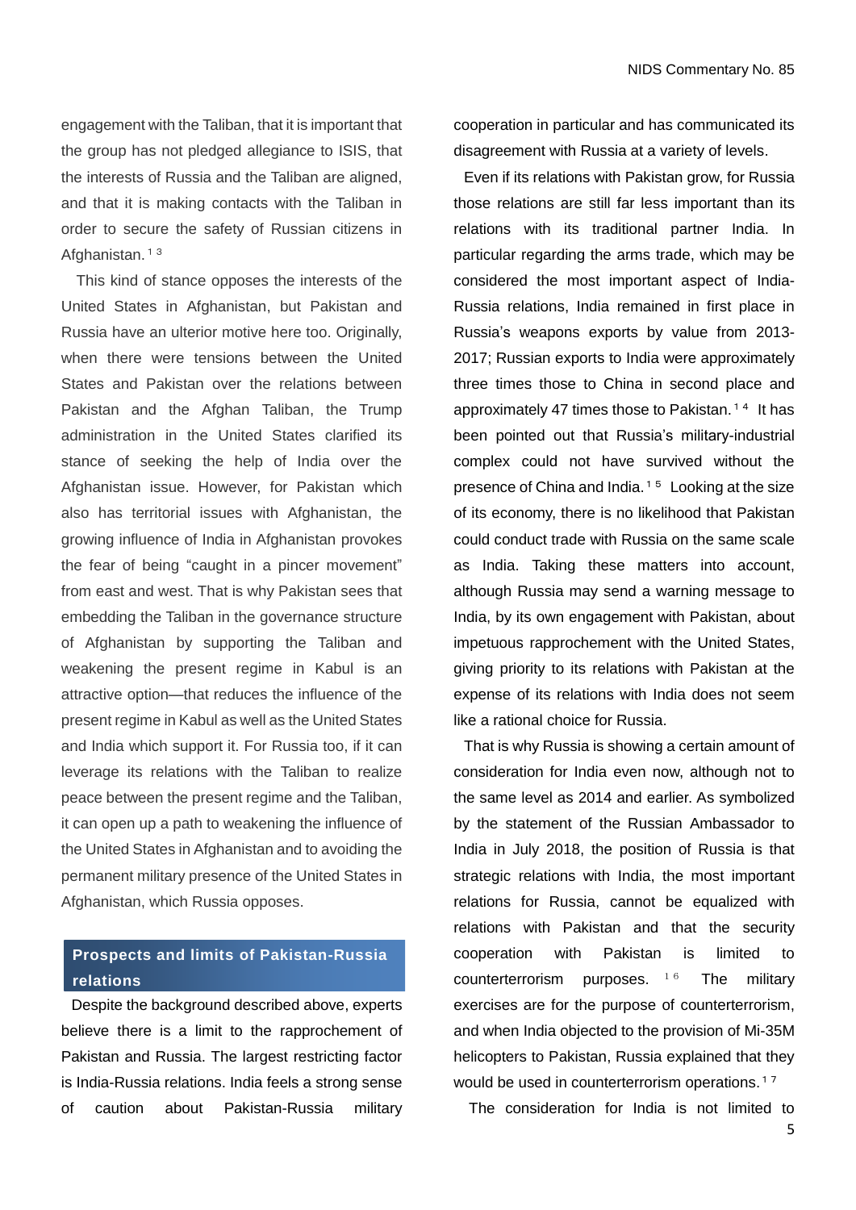engagement with the Taliban, that it is important that the group has not pledged allegiance to ISIS, that the interests of Russia and the Taliban are aligned, and that it is making contacts with the Taliban in order to secure the safety of Russian citizens in Afghanistan.[13]

This kind of stance opposes the interests of the United States in Afghanistan, but Pakistan and Russia have an ulterior motive here too. Originally, when there were tensions between the United States and Pakistan over the relations between Pakistan and the Afghan Taliban, the Trump administration in the United States clarified its stance of seeking the help of India over the Afghanistan issue. However, for Pakistan which also has territorial issues with Afghanistan, the growing influence of India in Afghanistan provokes the fear of being "caught in a pincer movement" from east and west. That is why Pakistan sees that embedding the Taliban in the governance structure of Afghanistan by supporting the Taliban and weakening the present regime in Kabul is an attractive option—that reduces the influence of the present regime in Kabul as well as the United States and India which support it. For Russia too, if it can leverage its relations with the Taliban to realize peace between the present regime and the Taliban, it can open up a path to weakening the influence of the United States in Afghanistan and to avoiding the permanent military presence of the United States in Afghanistan, which Russia opposes.

## Prospects and limits of Pakistan-Russia relations

Despite the background described above, experts believe there is a limit to the rapprochement of Pakistan and Russia. The largest restricting factor is India-Russia relations. India feels a strong sense of caution about Pakistan-Russia military cooperation in particular and has communicated its disagreement with Russia at a variety of levels.

Even if its relations with Pakistan grow, for Russia those relations are still far less important than its relations with its traditional partner India. In particular regarding the arms trade, which may be considered the most important aspect of India-Russia relations, India remained in first place in Russia's weapons exports by value from 2013-2017; Russian exports to India were approximately three times those to China in second place and approximately 47 times those to Pakistan.[14] It has been pointed out that Russia's military-industrial complex could not have survived without the presence of China and India.[15] Looking at the size of its economy, there is no likelihood that Pakistan could conduct trade with Russia on the same scale as India. Taking these matters into account, although Russia may send a warning message to India, by its own engagement with Pakistan, about impetuous rapprochement with the United States, giving priority to its relations with Pakistan at the expense of its relations with India does not seem like a rational choice for Russia.

That is why Russia is showing a certain amount of consideration for India even now, although not to the same level as 2014 and earlier. As symbolized by the statement of the Russian Ambassador to India in July 2018, the position of Russia is that strategic relations with India, the most important relations for Russia, cannot be equalized with relations with Pakistan and that the security cooperation with Pakistan is limited to counterterrorism purposes.[16] The military exercises are for the purpose of counterterrorism, and when India objected to the provision of Mi-35M helicopters to Pakistan, Russia explained that they would be used in counterterrorism operations.[17]

The consideration for India is not limited to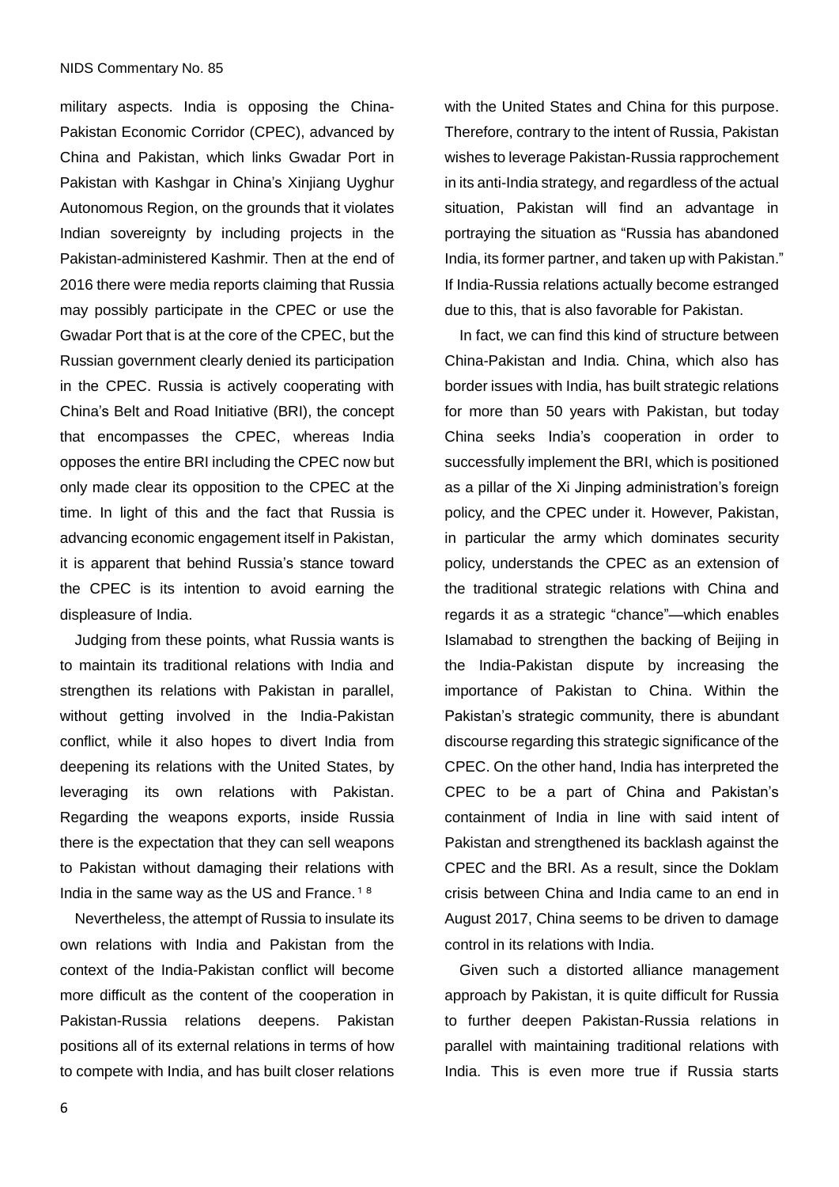military aspects. India is opposing the China-Pakistan Economic Corridor (CPEC), advanced by China and Pakistan, which links Gwadar Port in Pakistan with Kashgar in China's Xinjiang Uyghur Autonomous Region, on the grounds that it violates Indian sovereignty by including projects in the Pakistan-administered Kashmir. Then at the end of 2016 there were media reports claiming that Russia may possibly participate in the CPEC or use the Gwadar Port that is at the core of the CPEC, but the Russian government clearly denied its participation in the CPEC. Russia is actively cooperating with China's Belt and Road Initiative (BRI), the concept that encompasses the CPEC, whereas India opposes the entire BRI including the CPEC now but only made clear its opposition to the CPEC at the time. In light of this and the fact that Russia is advancing economic engagement itself in Pakistan, it is apparent that behind Russia's stance toward the CPEC is its intention to avoid earning the displeasure of India.

Judging from these points, what Russia wants is to maintain its traditional relations with India and strengthen its relations with Pakistan in parallel, without getting involved in the India-Pakistan conflict, while it also hopes to divert India from deepening its relations with the United States, by leveraging its own relations with Pakistan. Regarding the weapons exports, inside Russia there is the expectation that they can sell weapons to Pakistan without damaging their relations with India in the same way as the US and France.[18]

Nevertheless, the attempt of Russia to insulate its own relations with India and Pakistan from the context of the India-Pakistan conflict will become more difficult as the content of the cooperation in Pakistan-Russia relations deepens. Pakistan positions all of its external relations in terms of how to compete with India, and has built closer relations with the United States and China for this purpose. Therefore, contrary to the intent of Russia, Pakistan wishes to leverage Pakistan-Russia rapprochement in its anti-India strategy, and regardless of the actual situation, Pakistan will find an advantage in portraying the situation as "Russia has abandoned India, its former partner, and taken up with Pakistan." If India-Russia relations actually become estranged due to this, that is also favorable for Pakistan.

In fact, we can find this kind of structure between China-Pakistan and India. China, which also has border issues with India, has built strategic relations for more than 50 years with Pakistan, but today China seeks India's cooperation in order to successfully implement the BRI, which is positioned as a pillar of the Xi Jinping administration's foreign policy, and the CPEC under it. However, Pakistan, in particular the army which dominates security policy, understands the CPEC as an extension of the traditional strategic relations with China and regards it as a strategic "chance"—which enables Islamabad to strengthen the backing of Beijing in the India-Pakistan dispute by increasing the importance of Pakistan to China. Within the Pakistan's strategic community, there is abundant discourse regarding this strategic significance of the CPEC. On the other hand, India has interpreted the CPEC to be a part of China and Pakistan's containment of India in line with said intent of Pakistan and strengthened its backlash against the CPEC and the BRI. As a result, since the Doklam crisis between China and India came to an end in August 2017, China seems to be driven to damage control in its relations with India.

Given such a distorted alliance management approach by Pakistan, it is quite difficult for Russia to further deepen Pakistan-Russia relations in parallel with maintaining traditional relations with India. This is even more true if Russia starts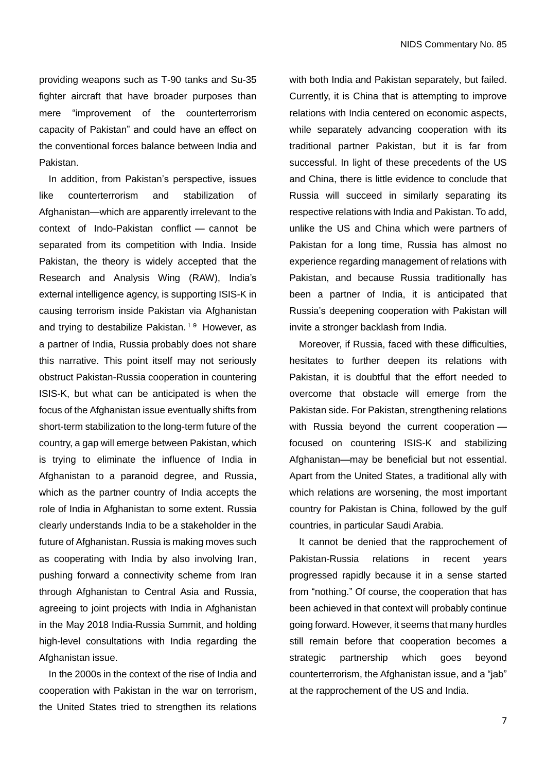providing weapons such as T-90 tanks and Su-35 fighter aircraft that have broader purposes than mere "improvement of the counterterrorism capacity of Pakistan" and could have an effect on the conventional forces balance between India and Pakistan.

In addition, from Pakistan's perspective, issues like counterterrorism and stabilization of Afghanistan—which are apparently irrelevant to the context of Indo-Pakistan conflict — cannot be separated from its competition with India. Inside Pakistan, the theory is widely accepted that the Research and Analysis Wing (RAW), India's external intelligence agency, is supporting ISIS-K in causing terrorism inside Pakistan via Afghanistan and trying to destabilize Pakistan.[19] However, as a partner of India, Russia probably does not share this narrative. This point itself may not seriously obstruct Pakistan-Russia cooperation in countering ISIS-K, but what can be anticipated is when the focus of the Afghanistan issue eventually shifts from short-term stabilization to the long-term future of the country, a gap will emerge between Pakistan, which is trying to eliminate the influence of India in Afghanistan to a paranoid degree, and Russia, which as the partner country of India accepts the role of India in Afghanistan to some extent. Russia clearly understands India to be a stakeholder in the future of Afghanistan. Russia is making moves such as cooperating with India by also involving Iran, pushing forward a connectivity scheme from Iran through Afghanistan to Central Asia and Russia, agreeing to joint projects with India in Afghanistan in the May 2018 India-Russia Summit, and holding high-level consultations with India regarding the Afghanistan issue.

In the 2000s in the context of the rise of India and cooperation with Pakistan in the war on terrorism, the United States tried to strengthen its relations with both India and Pakistan separately, but failed. Currently, it is China that is attempting to improve relations with India centered on economic aspects, while separately advancing cooperation with its traditional partner Pakistan, but it is far from successful. In light of these precedents of the US and China, there is little evidence to conclude that Russia will succeed in similarly separating its respective relations with India and Pakistan. To add, unlike the US and China which were partners of Pakistan for a long time, Russia has almost no experience regarding management of relations with Pakistan, and because Russia traditionally has been a partner of India, it is anticipated that Russia's deepening cooperation with Pakistan will invite a stronger backlash from India.

Moreover, if Russia, faced with these difficulties, hesitates to further deepen its relations with Pakistan, it is doubtful that the effort needed to overcome that obstacle will emerge from the Pakistan side. For Pakistan, strengthening relations with Russia beyond the current cooperation — focused on countering ISIS-K and stabilizing Afghanistan—may be beneficial but not essential. Apart from the United States, a traditional ally with which relations are worsening, the most important country for Pakistan is China, followed by the gulf countries, in particular Saudi Arabia.

It cannot be denied that the rapprochement of Pakistan-Russia relations in recent years progressed rapidly because it in a sense started from "nothing." Of course, the cooperation that has been achieved in that context will probably continue going forward. However, it seems that many hurdles still remain before that cooperation becomes a strategic partnership which goes beyond counterterrorism, the Afghanistan issue, and a "jab" at the rapprochement of the US and India.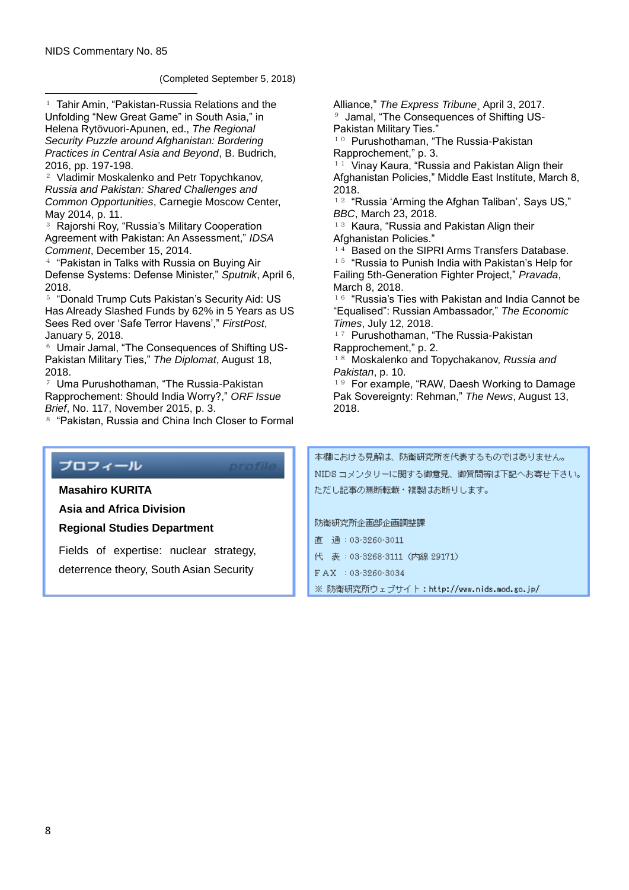NIDS Commentary No. 85

(Completed September 5, 2018)

[1] Tahir Amin, "Pakistan-Russia Relations and the Unfolding "New Great Game" in South Asia," in Helena Rytövuori-Apunen, ed., *The Regional Security Puzzle around Afghanistan: Bordering Practices in Central Asia and Beyond*, B. Budrich, 2016, pp. 197-198.

[2] Vladimir Moskalenko and Petr Topychkanov, *Russia and Pakistan: Shared Challenges and Common Opportunities*, Carnegie Moscow Center, May 2014, p. 11.

[3] Rajorshi Roy, "Russia's Military Cooperation Agreement with Pakistan: An Assessment," *IDSA Comment*, December 15, 2014.

[4] "Pakistan in Talks with Russia on Buying Air Defense Systems: Defense Minister," *Sputnik*, April 6, 2018.

[5] "Donald Trump Cuts Pakistan's Security Aid: US Has Already Slashed Funds by 62% in 5 Years as US Sees Red over 'Safe Terror Havens'," *FirstPost*, January 5, 2018.

[6] Umair Jamal, "The Consequences of Shifting US-Pakistan Military Ties," *The Diplomat*, August 18, 2018.

[7] Uma Purushothaman, "The Russia-Pakistan Rapprochement: Should India Worry?," *ORF Issue Brief*, No. 117, November 2015, p. 3.

[8] "Pakistan, Russia and China Inch Closer to Formal Alliance," *The Express Tribune*¸ April 3, 2017.

[9] Jamal, "The Consequences of Shifting US-Pakistan Military Ties."

[10] Purushothaman, "The Russia-Pakistan Rapprochement," p. 3.

[11] Vinay Kaura, "Russia and Pakistan Align their Afghanistan Policies," Middle East Institute, March 8, 2018.

[12] "Russia 'Arming the Afghan Taliban', Says US," *BBC*, March 23, 2018.

[13] Kaura, "Russia and Pakistan Align their Afghanistan Policies."

[14] Based on the SIPRI Arms Transfers Database.

[15] "Russia to Punish India with Pakistan's Help for Failing 5th-Generation Fighter Project," *Pravada*, March 8, 2018.

[16] "Russia's Ties with Pakistan and India Cannot be "Equalised": Russian Ambassador," *The Economic Times*, July 12, 2018.

[17] Purushothaman, "The Russia-Pakistan Rapprochement," p. 2.

[18] Moskalenko and Topychakanov, *Russia and Pakistan*, p. 10.

[19] For example, "RAW, Daesh Working to Damage Pak Sovereignty: Rehman," *The News*, August 13, 2018.

**プロフィール** profile

**Masahiro KURITA**

**Asia and Africa Division**

**Regional Studies Department**

Fields of expertise: nuclear strategy, deterrence theory, South Asian Security

本欄における見解は、防衛研究所を代表するものではありません。
NIDS コメンタリーに関する御意見、御質問等は下記へお寄せ下さい。
ただし記事の無断転載・複製はお断りします。

防衛研究所企画部企画調整課
直　通：03-3260-3011
代　表：03-3268-3111（内線 29171）
FAX　：03-3260-3034
※ 防衛研究所ウェブサイト：http://www.nids.mod.go.jp/